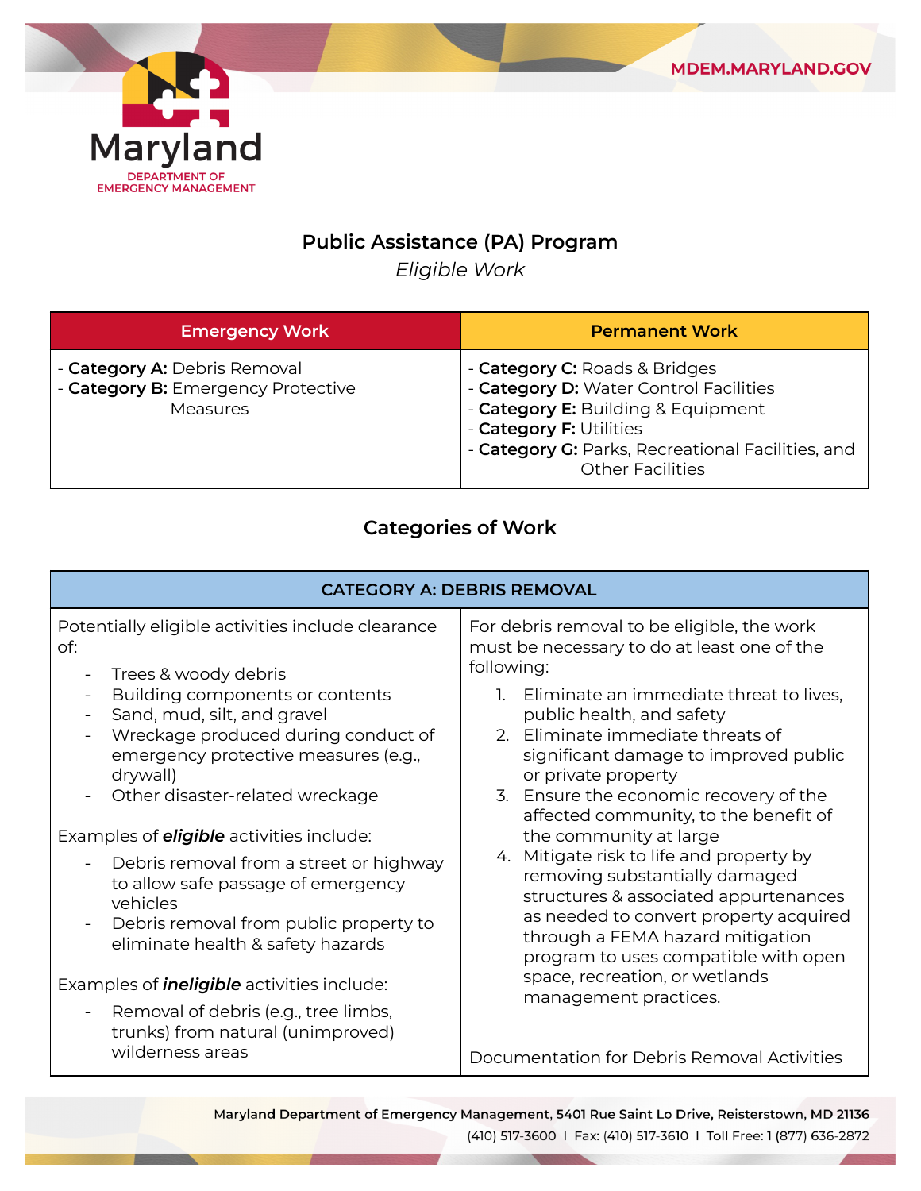MDEM.MARYLAND.GOV

Maryland DEPARTMENT OF EMERGENCY MANAGEMENT

## Public Assistance (PA) Program

*Eligible Work*

| Emergency Work | Permanent Work |
| --- | --- |
| - **Category A:** Debris Removal<br>- **Category B:** Emergency Protective Measures | - **Category C:** Roads & Bridges<br>- **Category D:** Water Control Facilities<br>- **Category E:** Building & Equipment<br>- **Category F:** Utilities<br>- **Category G:** Parks, Recreational Facilities, and Other Facilities |

## Categories of Work

| CATEGORY A: DEBRIS REMOVAL | |
| --- | --- |
| Potentially eligible activities include clearance of:<br>- Trees & woody debris<br>- Building components or contents<br>- Sand, mud, silt, and gravel<br>- Wreckage produced during conduct of emergency protective measures (e.g., drywall)<br>- Other disaster-related wreckage<br><br>Examples of ***eligible*** activities include:<br>- Debris removal from a street or highway to allow safe passage of emergency vehicles<br>- Debris removal from public property to eliminate health & safety hazards<br><br>Examples of ***ineligible*** activities include:<br>- Removal of debris (e.g., tree limbs, trunks) from natural (unimproved) wilderness areas | For debris removal to be eligible, the work must be necessary to do at least one of the following:<br>1. Eliminate an immediate threat to lives, public health, and safety<br>2. Eliminate immediate threats of significant damage to improved public or private property<br>3. Ensure the economic recovery of the affected community, to the benefit of the community at large<br>4. Mitigate risk to life and property by removing substantially damaged structures & associated appurtenances as needed to convert property acquired through a FEMA hazard mitigation program to uses compatible with open space, recreation, or wetlands management practices.<br><br>Documentation for Debris Removal Activities |

Maryland Department of Emergency Management, 5401 Rue Saint Lo Drive, Reisterstown, MD 21136
(410) 517-3600 I Fax: (410) 517-3610 I Toll Free: 1 (877) 636-2872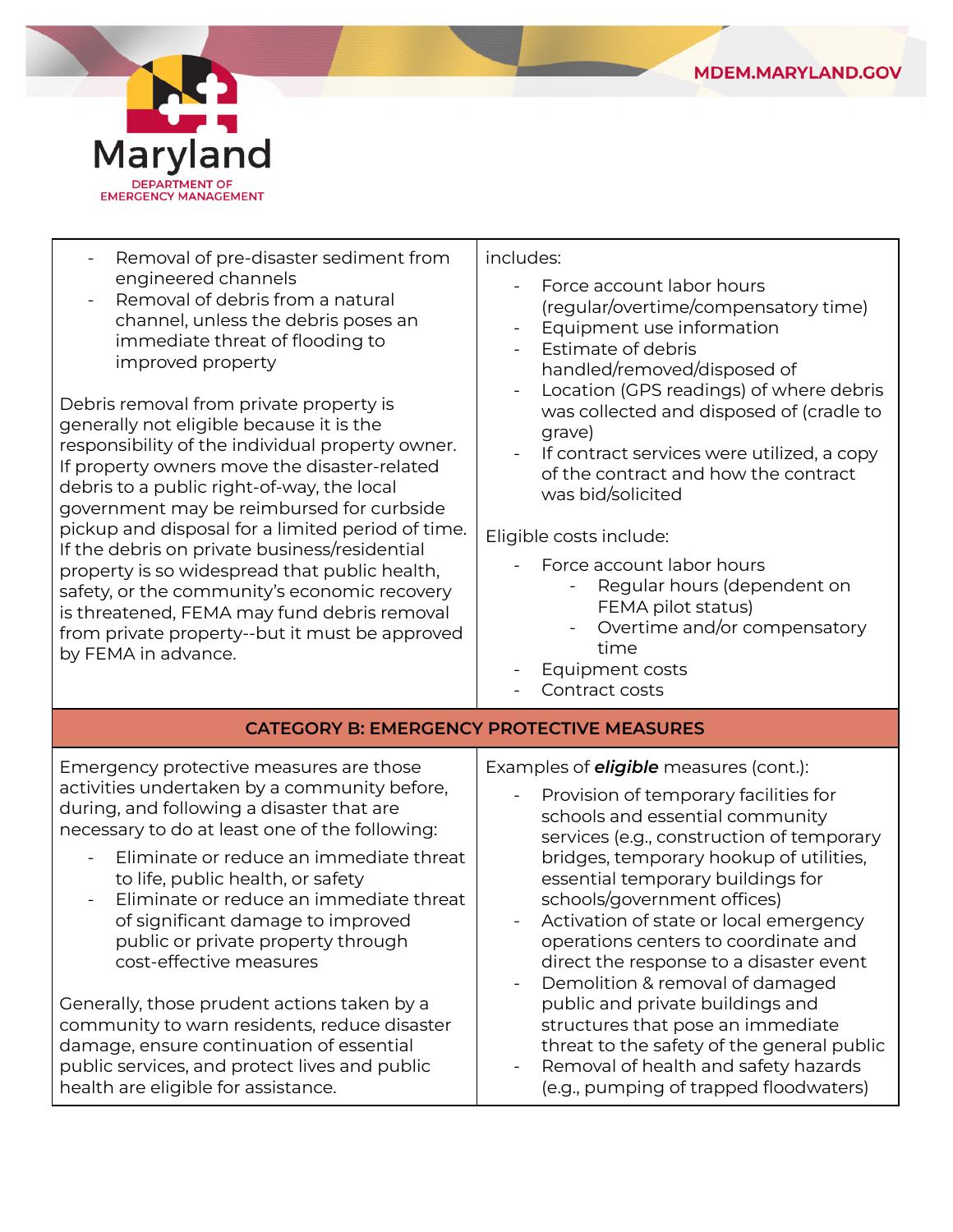| | |
|---|---|
| - Removal of pre-disaster sediment from engineered channels<br>- Removal of debris from a natural channel, unless the debris poses an immediate threat of flooding to improved property<br><br>Debris removal from private property is generally not eligible because it is the responsibility of the individual property owner. If property owners move the disaster-related debris to a public right-of-way, the local government may be reimbursed for curbside pickup and disposal for a limited period of time. If the debris on private business/residential property is so widespread that public health, safety, or the community's economic recovery is threatened, FEMA may fund debris removal from private property--but it must be approved by FEMA in advance. | includes:<br>- Force account labor hours (regular/overtime/compensatory time)<br>- Equipment use information<br>- Estimate of debris handled/removed/disposed of<br>- Location (GPS readings) of where debris was collected and disposed of (cradle to grave)<br>- If contract services were utilized, a copy of the contract and how the contract was bid/solicited<br><br>Eligible costs include:<br>- Force account labor hours<br>&nbsp;&nbsp;&nbsp;&nbsp;- Regular hours (dependent on FEMA pilot status)<br>&nbsp;&nbsp;&nbsp;&nbsp;- Overtime and/or compensatory time<br>- Equipment costs<br>- Contract costs |
| **CATEGORY B: EMERGENCY PROTECTIVE MEASURES** | |
| Emergency protective measures are those activities undertaken by a community before, during, and following a disaster that are necessary to do at least one of the following:<br>- Eliminate or reduce an immediate threat to life, public health, or safety<br>- Eliminate or reduce an immediate threat of significant damage to improved public or private property through cost-effective measures<br><br>Generally, those prudent actions taken by a community to warn residents, reduce disaster damage, ensure continuation of essential public services, and protect lives and public health are eligible for assistance. | Examples of ***eligible*** measures (cont.):<br>- Provision of temporary facilities for schools and essential community services (e.g., construction of temporary bridges, temporary hookup of utilities, essential temporary buildings for schools/government offices)<br>- Activation of state or local emergency operations centers to coordinate and direct the response to a disaster event<br>- Demolition & removal of damaged public and private buildings and structures that pose an immediate threat to the safety of the general public<br>- Removal of health and safety hazards (e.g., pumping of trapped floodwaters) |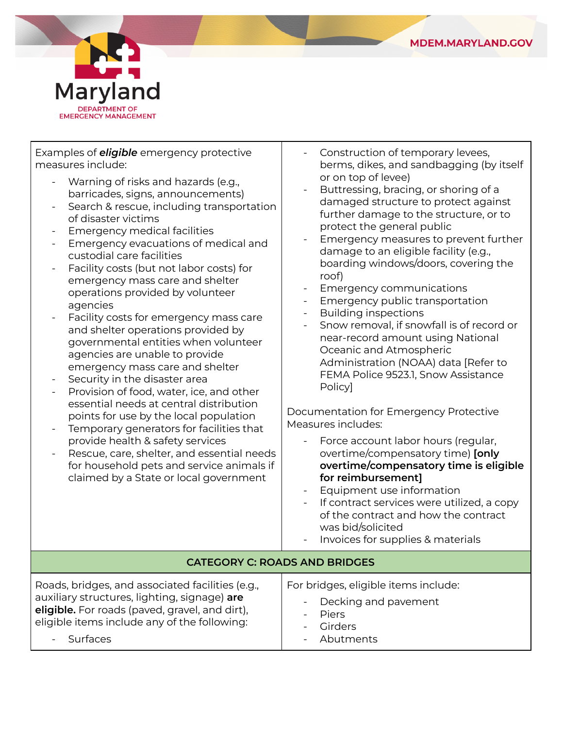| Examples of ***eligible*** emergency protective measures include:<br>- Warning of risks and hazards (e.g., barricades, signs, announcements)<br>- Search & rescue, including transportation of disaster victims<br>- Emergency medical facilities<br>- Emergency evacuations of medical and custodial care facilities<br>- Facility costs (but not labor costs) for emergency mass care and shelter operations provided by volunteer agencies<br>- Facility costs for emergency mass care and shelter operations provided by governmental entities when volunteer agencies are unable to provide emergency mass care and shelter<br>- Security in the disaster area<br>- Provision of food, water, ice, and other essential needs at central distribution points for use by the local population<br>- Temporary generators for facilities that provide health & safety services<br>- Rescue, care, shelter, and essential needs for household pets and service animals if claimed by a State or local government | - Construction of temporary levees, berms, dikes, and sandbagging (by itself or on top of levee)<br>- Buttressing, bracing, or shoring of a damaged structure to protect against further damage to the structure, or to protect the general public<br>- Emergency measures to prevent further damage to an eligible facility (e.g., boarding windows/doors, covering the roof)<br>- Emergency communications<br>- Emergency public transportation<br>- Building inspections<br>- Snow removal, if snowfall is of record or near-record amount using National Oceanic and Atmospheric Administration (NOAA) data [Refer to FEMA Police 9523.1, Snow Assistance Policy]<br><br>Documentation for Emergency Protective Measures includes:<br>- Force account labor hours (regular, overtime/compensatory time) **[only overtime/compensatory time is eligible for reimbursement]**<br>- Equipment use information<br>- If contract services were utilized, a copy of the contract and how the contract was bid/solicited<br>- Invoices for supplies & materials |
|---|---|
| **CATEGORY C: ROADS AND BRIDGES** | |
| Roads, bridges, and associated facilities (e.g., auxiliary structures, lighting, signage) **are eligible.** For roads (paved, gravel, and dirt), eligible items include any of the following:<br>- Surfaces | For bridges, eligible items include:<br>- Decking and pavement<br>- Piers<br>- Girders<br>- Abutments |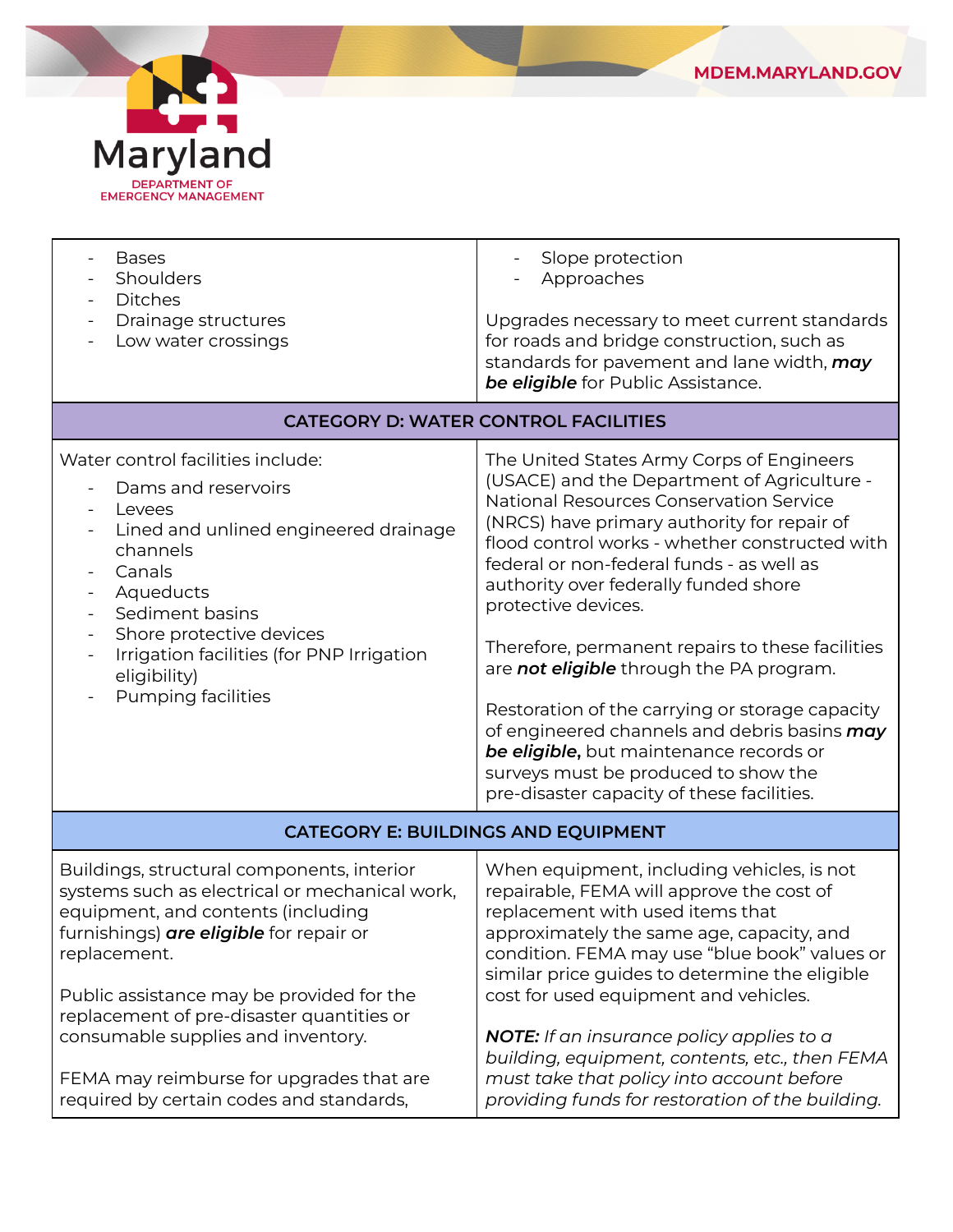| | |
|---|---|
| - Bases<br>- Shoulders<br>- Ditches<br>- Drainage structures<br>- Low water crossings | - Slope protection<br>- Approaches<br><br>Upgrades necessary to meet current standards for roads and bridge construction, such as standards for pavement and lane width, ***may be eligible*** for Public Assistance. |
| **CATEGORY D: WATER CONTROL FACILITIES** | |
| Water control facilities include:<br>- Dams and reservoirs<br>- Levees<br>- Lined and unlined engineered drainage channels<br>- Canals<br>- Aqueducts<br>- Sediment basins<br>- Shore protective devices<br>- Irrigation facilities (for PNP Irrigation eligibility)<br>- Pumping facilities | The United States Army Corps of Engineers (USACE) and the Department of Agriculture - National Resources Conservation Service (NRCS) have primary authority for repair of flood control works - whether constructed with federal or non-federal funds - as well as authority over federally funded shore protective devices.<br><br>Therefore, permanent repairs to these facilities are ***not eligible*** through the PA program.<br><br>Restoration of the carrying or storage capacity of engineered channels and debris basins ***may be eligible*****,** but maintenance records or surveys must be produced to show the pre-disaster capacity of these facilities. |
| **CATEGORY E: BUILDINGS AND EQUIPMENT** | |
| Buildings, structural components, interior systems such as electrical or mechanical work, equipment, and contents (including furnishings) ***are eligible*** for repair or replacement.<br><br>Public assistance may be provided for the replacement of pre-disaster quantities or consumable supplies and inventory.<br><br>FEMA may reimburse for upgrades that are required by certain codes and standards, | When equipment, including vehicles, is not repairable, FEMA will approve the cost of replacement with used items that approximately the same age, capacity, and condition. FEMA may use "blue book" values or similar price guides to determine the eligible cost for used equipment and vehicles.<br><br>***NOTE:*** *If an insurance policy applies to a building, equipment, contents, etc., then FEMA must take that policy into account before providing funds for restoration of the building.* |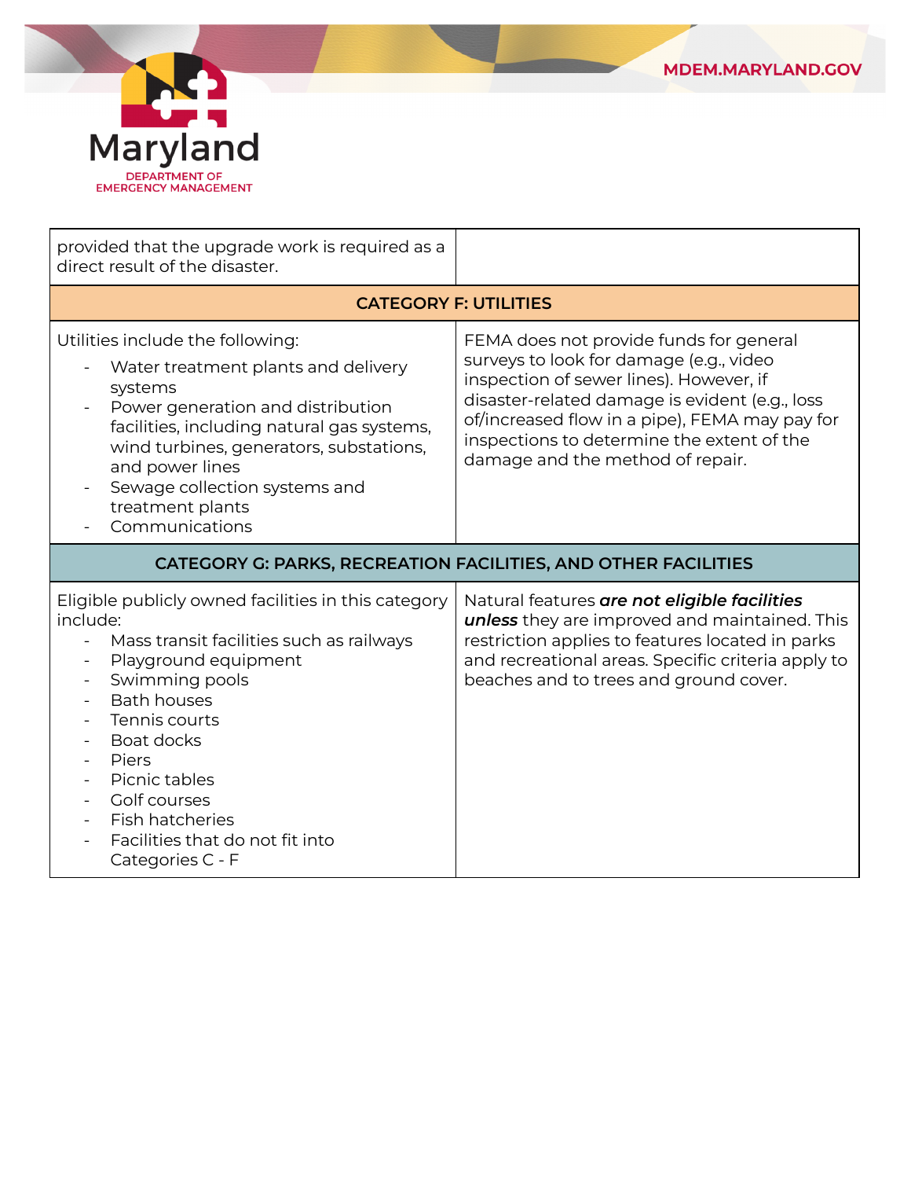| | |
|---|---|
| provided that the upgrade work is required as a direct result of the disaster. | |
| **CATEGORY F: UTILITIES** | |
| Utilities include the following:<br>- Water treatment plants and delivery systems<br>- Power generation and distribution facilities, including natural gas systems, wind turbines, generators, substations, and power lines<br>- Sewage collection systems and treatment plants<br>- Communications | FEMA does not provide funds for general surveys to look for damage (e.g., video inspection of sewer lines). However, if disaster-related damage is evident (e.g., loss of/increased flow in a pipe), FEMA may pay for inspections to determine the extent of the damage and the method of repair. |
| **CATEGORY G: PARKS, RECREATION FACILITIES, AND OTHER FACILITIES** | |
| Eligible publicly owned facilities in this category include:<br>- Mass transit facilities such as railways<br>- Playground equipment<br>- Swimming pools<br>- Bath houses<br>- Tennis courts<br>- Boat docks<br>- Piers<br>- Picnic tables<br>- Golf courses<br>- Fish hatcheries<br>- Facilities that do not fit into Categories C - F | Natural features ***are not eligible facilities unless*** they are improved and maintained. This restriction applies to features located in parks and recreational areas. Specific criteria apply to beaches and to trees and ground cover. |